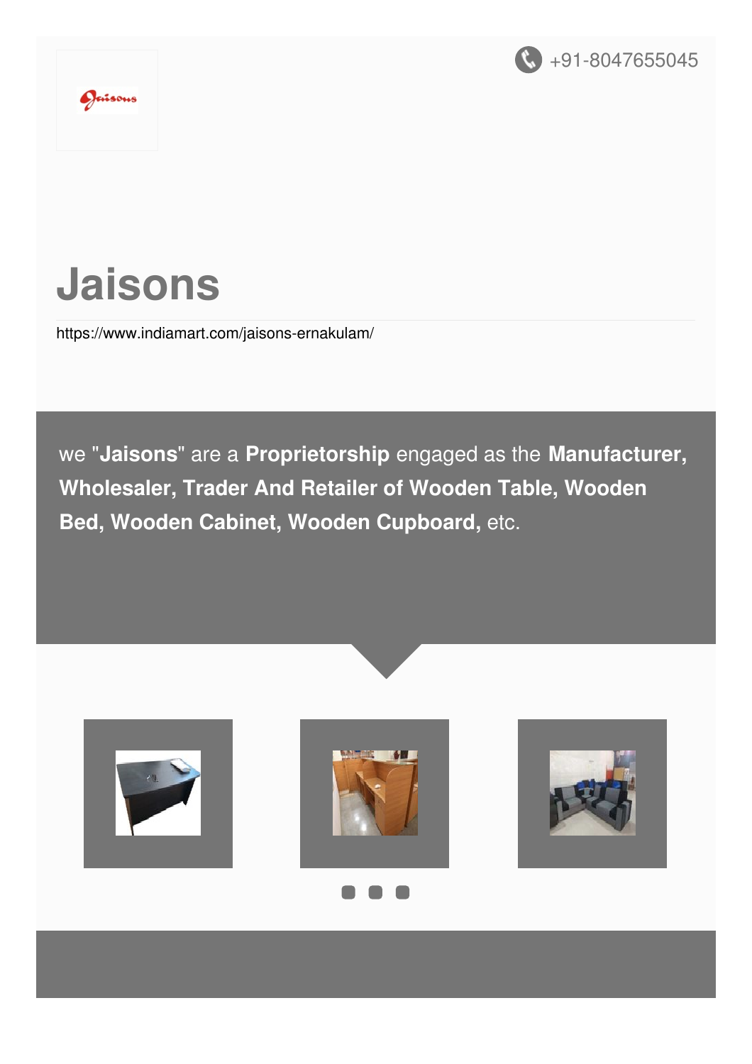+91-8047655045

# Jaisons

https://www.indiamart.com/jaisons-ernakulam/

we "**Jaisons**" are a **Proprietorship** engaged as the **Manufacturer, Wholesaler, Trader And Retailer of Wooden Table, Wooden Bed, Wooden Cabinet, Wooden Cupboard,** etc.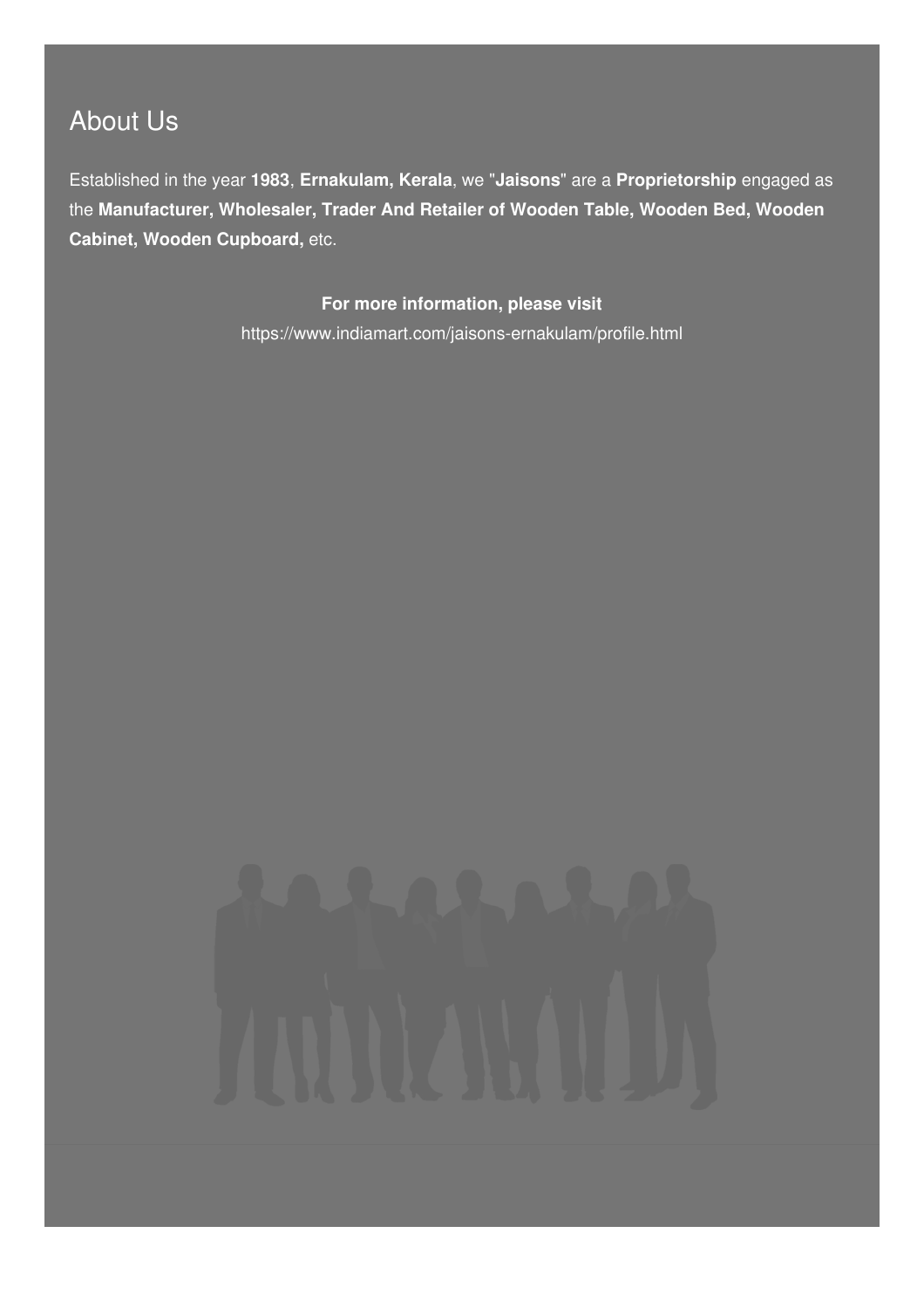## About Us

Established in the year **1983**, **Ernakulam, Kerala**, we "**Jaisons**" are a **Proprietorship** engaged as the **Manufacturer, Wholesaler, Trader And Retailer of Wooden Table, Wooden Bed, Wooden Cabinet, Wooden Cupboard,** etc.

**For more information, please visit**

https://www.indiamart.com/jaisons-ernakulam/profile.html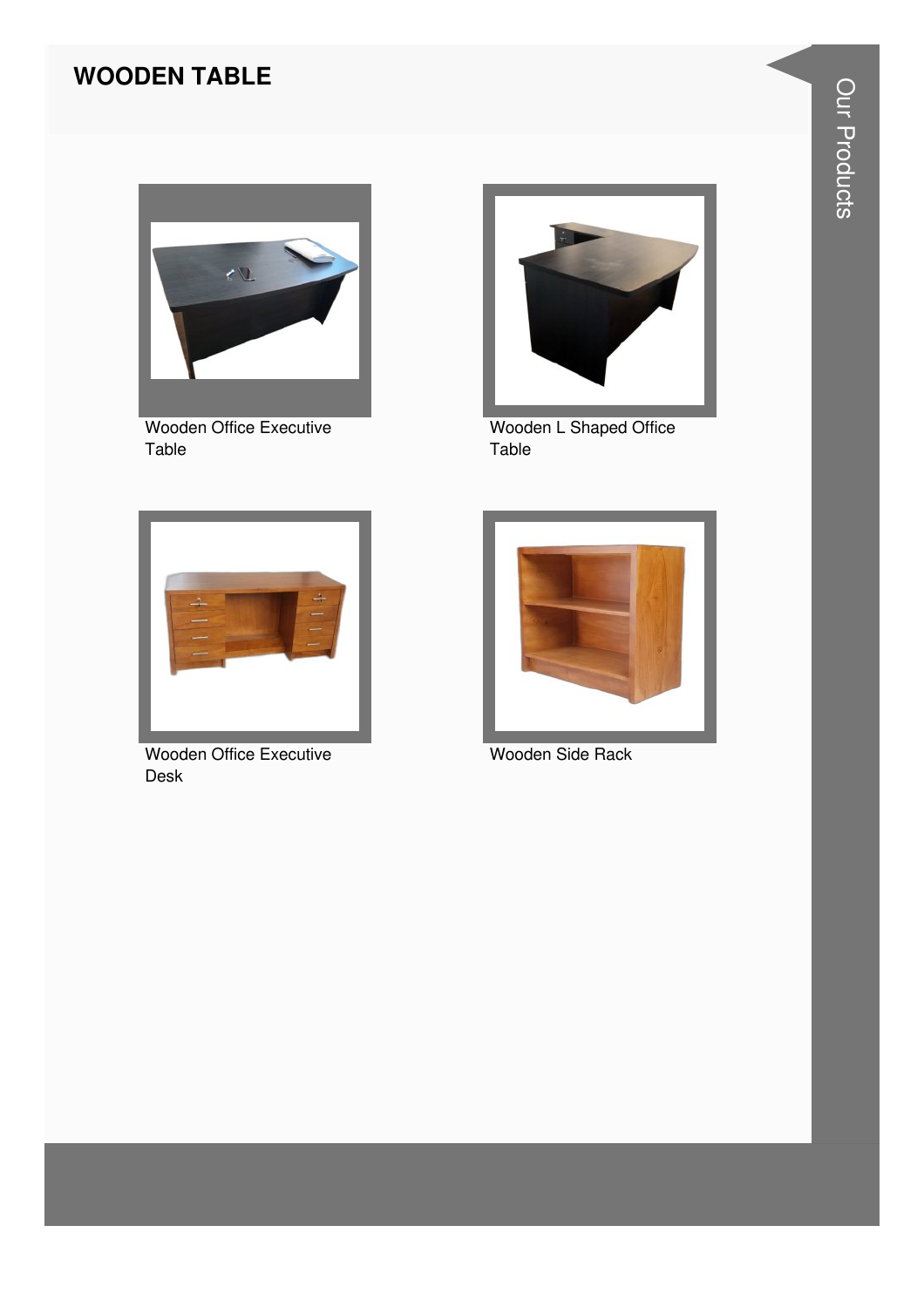## WOODEN TABLE

Wooden Office Executive Table

Wooden L Shaped Office Table

Wooden Office Executive Desk

Wooden Side Rack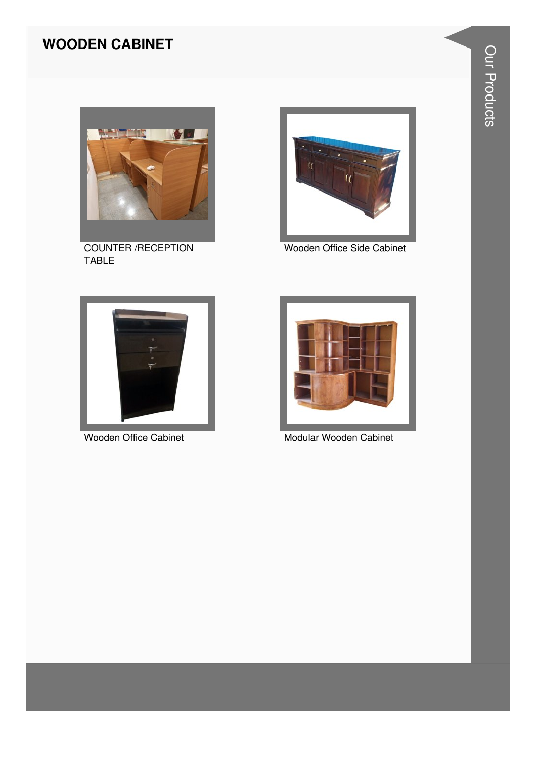# WOODEN CABINET

COUNTER /RECEPTION TABLE

Wooden Office Side Cabinet

Wooden Office Cabinet

Modular Wooden Cabinet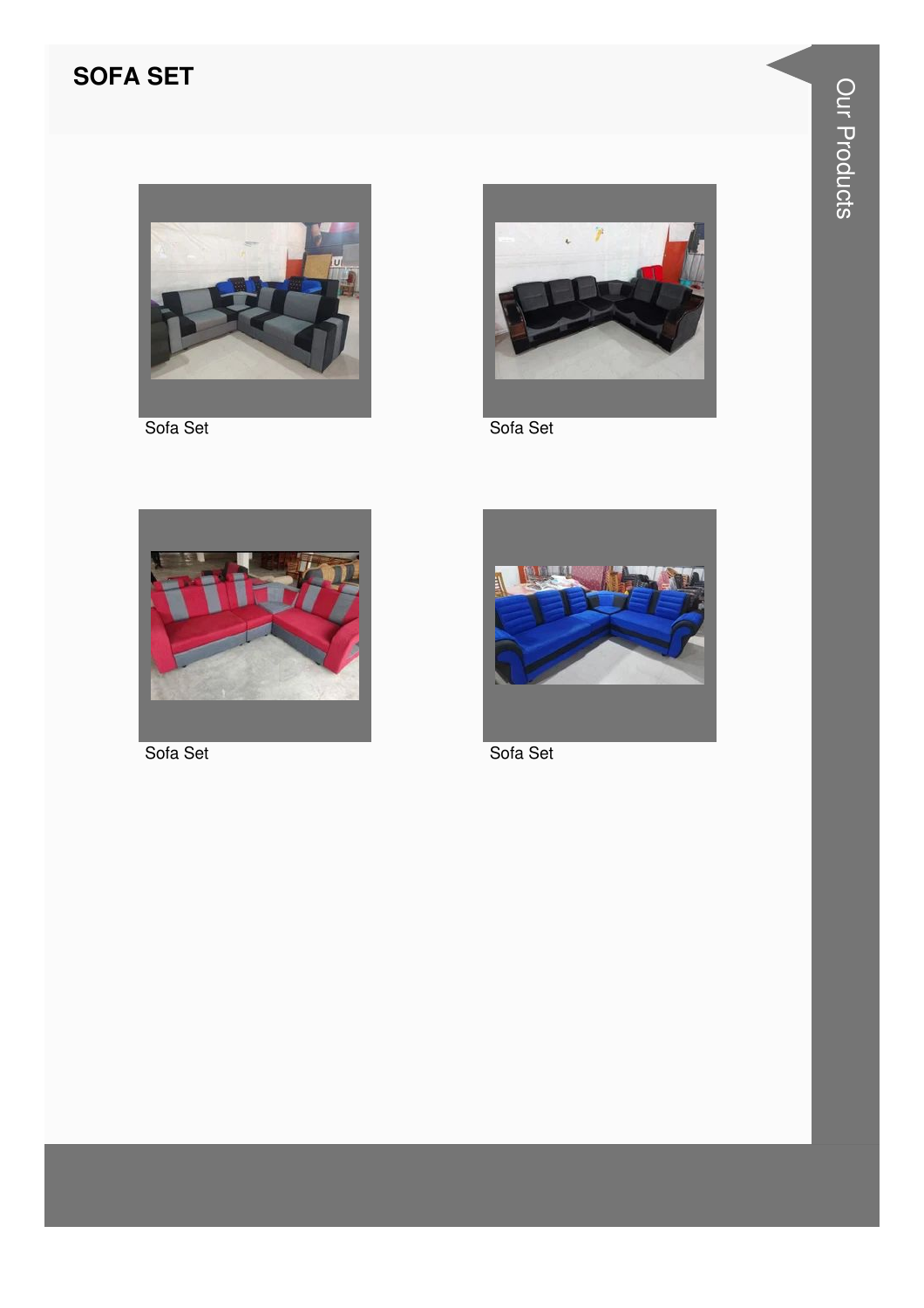## SOFA SET

Sofa Set

Sofa Set

Sofa Set

Sofa Set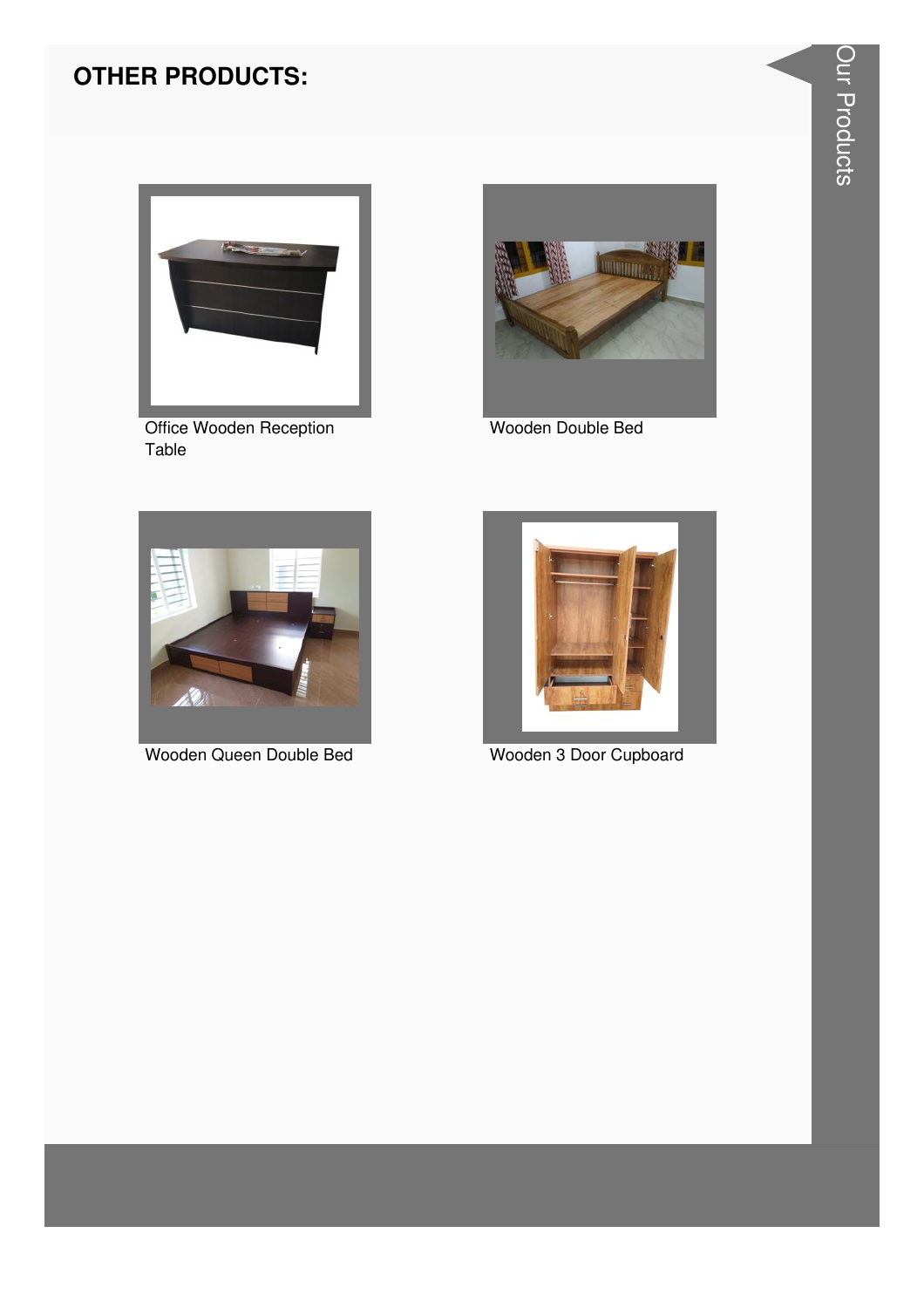## OTHER PRODUCTS:

Office Wooden Reception Table

Wooden Double Bed

Wooden Queen Double Bed

Wooden 3 Door Cupboard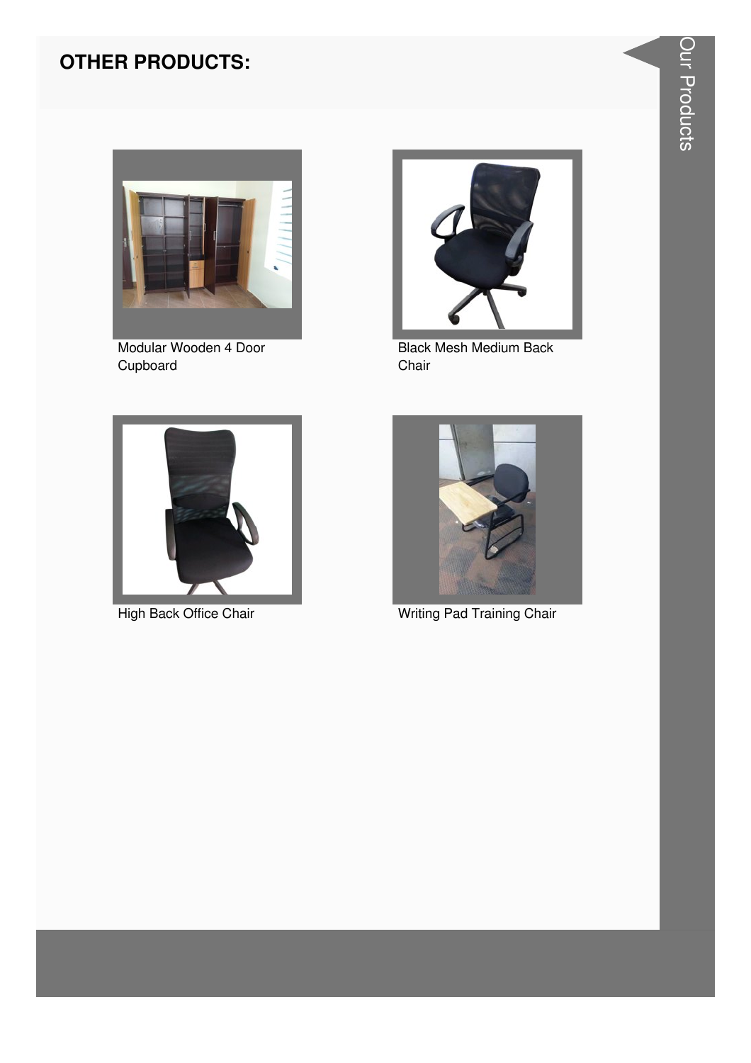## OTHER PRODUCTS:

Modular Wooden 4 Door Cupboard

Black Mesh Medium Back Chair

High Back Office Chair

Writing Pad Training Chair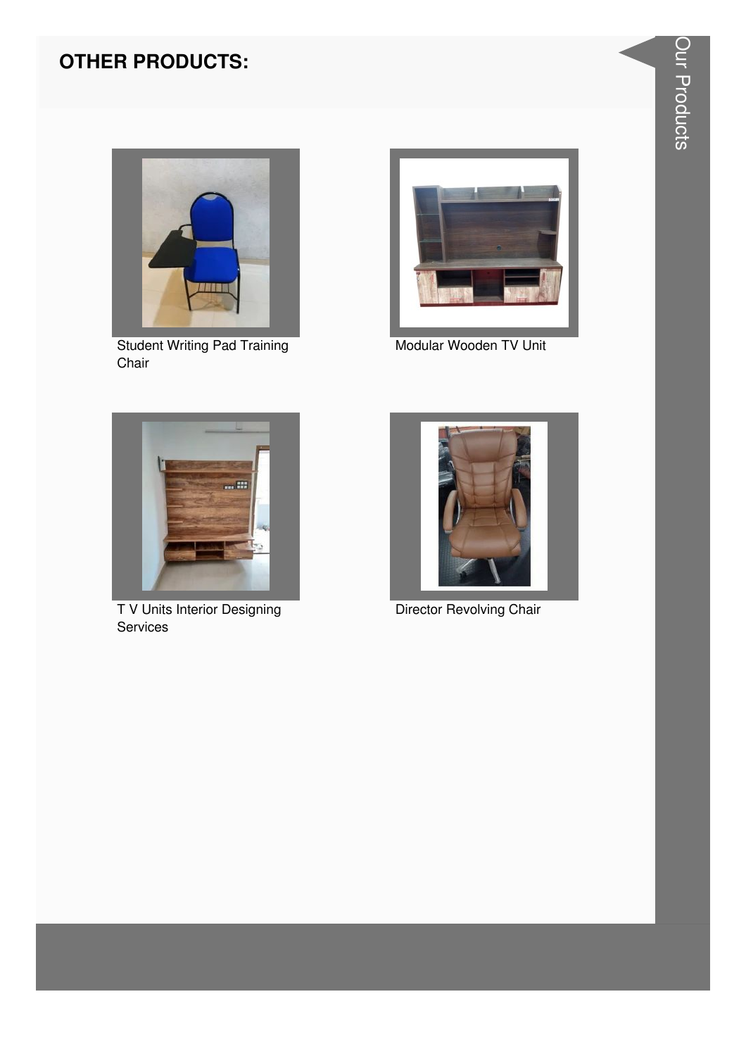## OTHER PRODUCTS:

Student Writing Pad Training Chair

Modular Wooden TV Unit

T V Units Interior Designing Services

Director Revolving Chair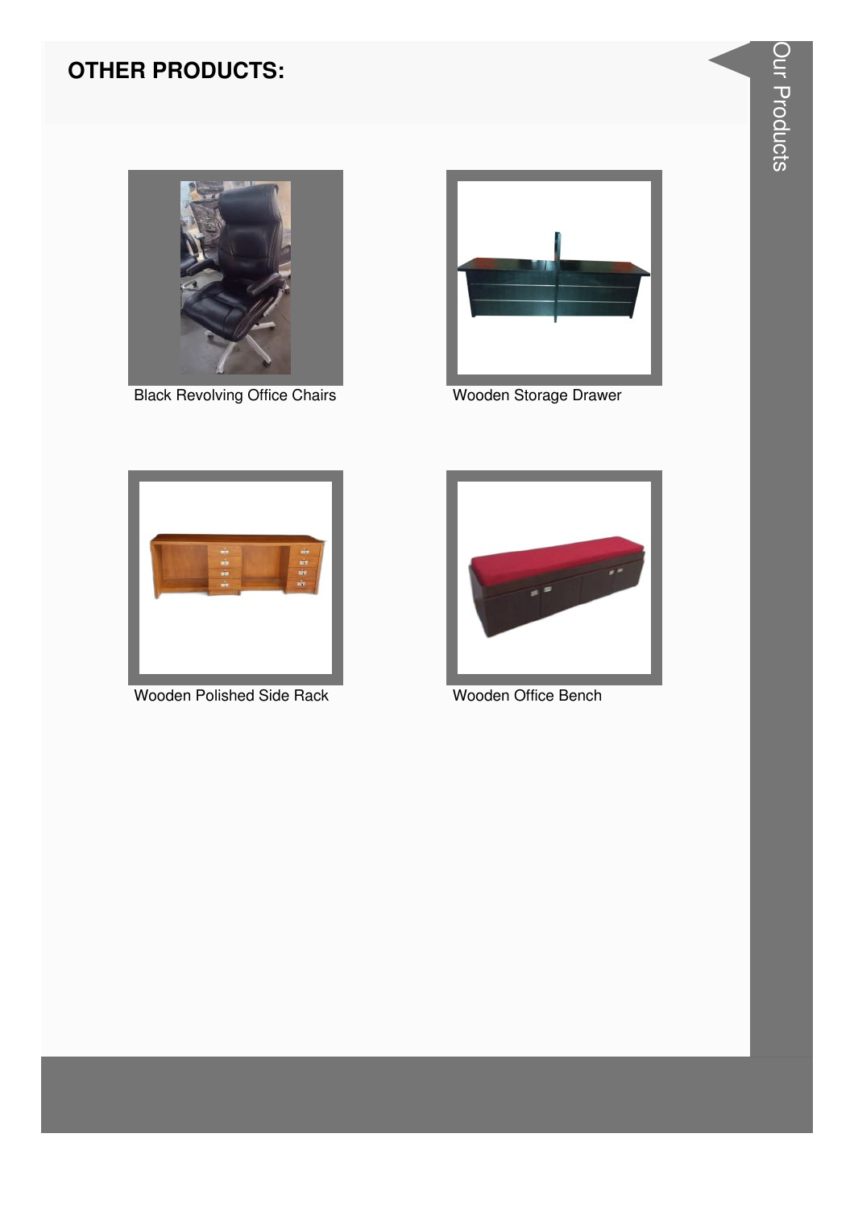## OTHER PRODUCTS:

Black Revolving Office Chairs

Wooden Storage Drawer

Wooden Polished Side Rack

Wooden Office Bench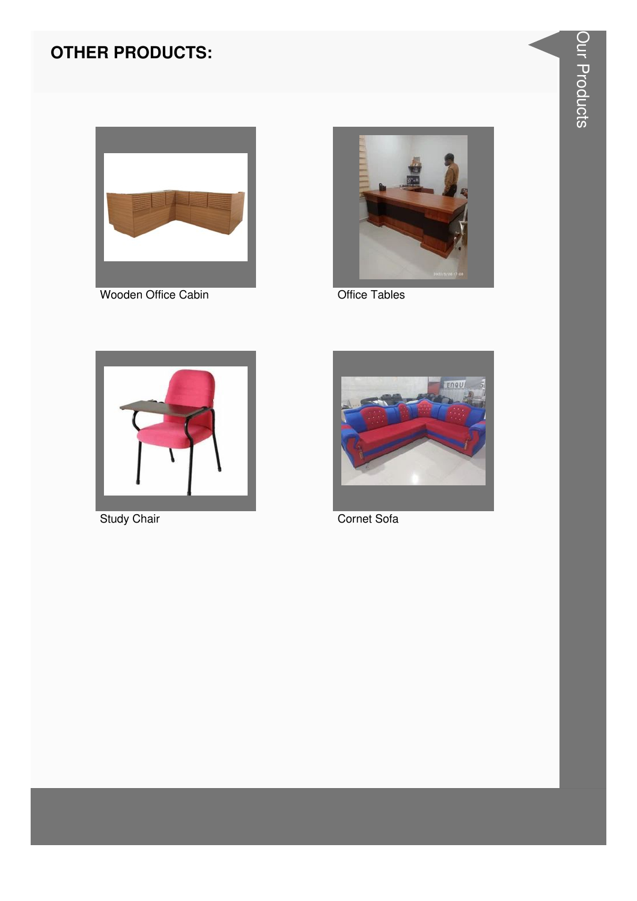## OTHER PRODUCTS:

Wooden Office Cabin

Office Tables

Study Chair

Cornet Sofa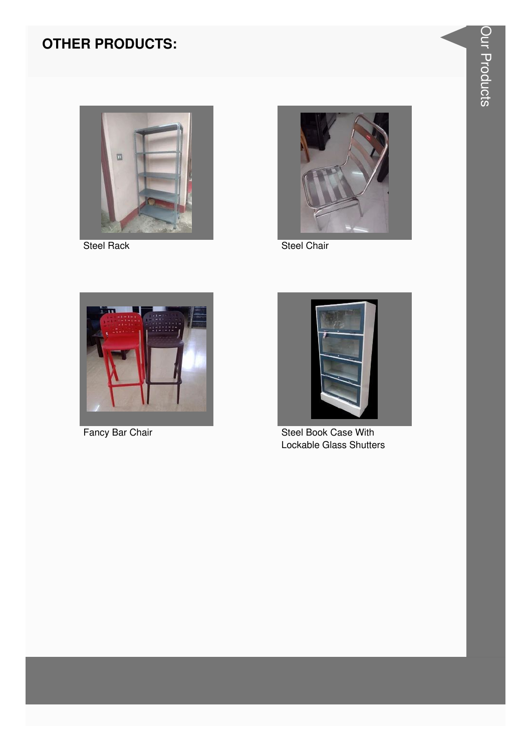## OTHER PRODUCTS:

Steel Rack

Steel Chair

Fancy Bar Chair

Steel Book Case With Lockable Glass Shutters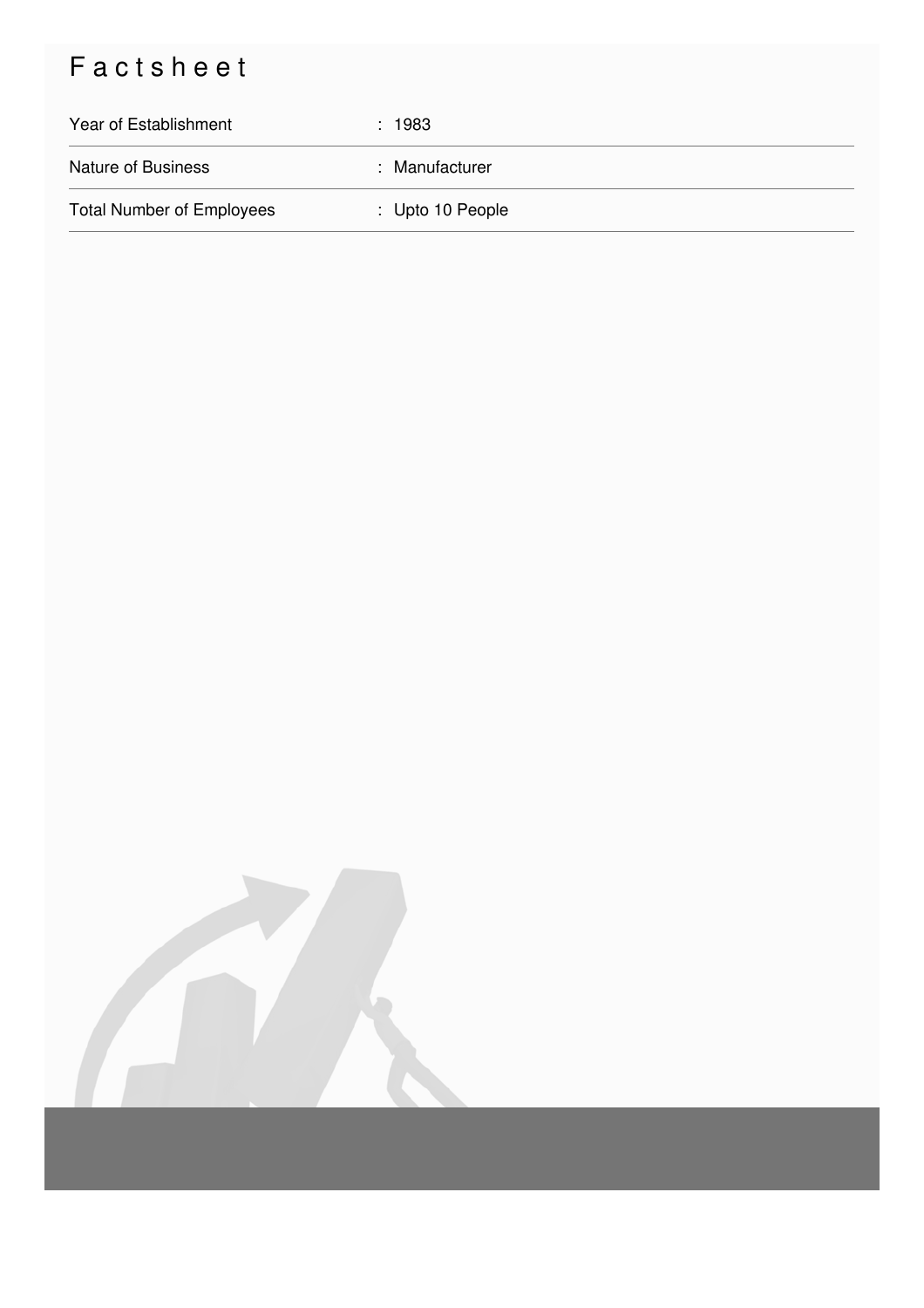# Factsheet

| | |
|---|---|
| Year of Establishment | : 1983 |
| Nature of Business | : Manufacturer |
| Total Number of Employees | : Upto 10 People |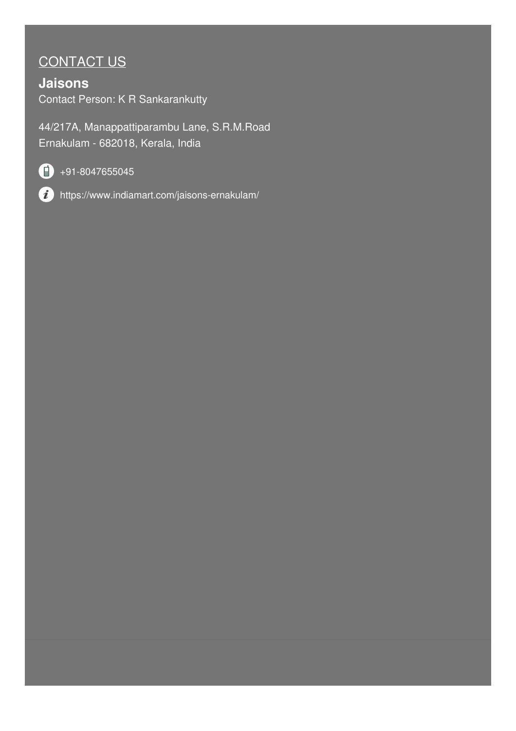## CONTACT US

### Jaisons

Contact Person: K R Sankarankutty

44/217A, Manappattiparambu Lane, S.R.M.Road
Ernakulam - 682018, Kerala, India

+91-8047655045

https://www.indiamart.com/jaisons-ernakulam/